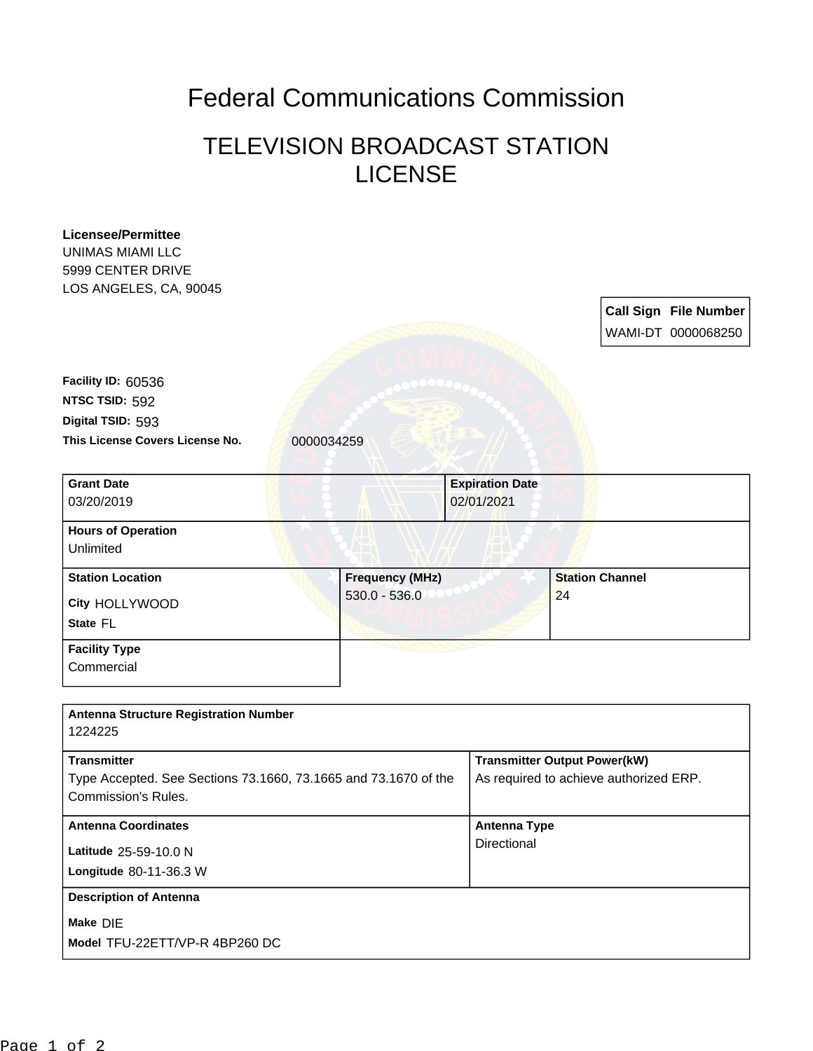# Federal Communications Commission

## TELEVISION BROADCAST STATION LICENSE

**Licensee/Permittee**
UNIMAS MIAMI LLC
5999 CENTER DRIVE
LOS ANGELES, CA, 90045

| Call Sign | File Number |
| --- | --- |
| WAMI-DT | 0000068250 |

**Facility ID:** 60536
**NTSC TSID:** 592
**Digital TSID:** 593
**This License Covers License No.** 0000034259

| Grant Date | Expiration Date |
| --- | --- |
| 03/20/2019 | 02/01/2021 |

**Hours of Operation**
Unlimited

| Station Location | Frequency (MHz) | Station Channel |
| --- | --- | --- |
| City HOLLYWOOD<br>State FL | 530.0 - 536.0 | 24 |

**Facility Type**
Commercial

**Antenna Structure Registration Number**
1224225

| Transmitter | Transmitter Output Power(kW) |
| --- | --- |
| Type Accepted. See Sections 73.1660, 73.1665 and 73.1670 of the Commission's Rules. | As required to achieve authorized ERP. |

| Antenna Coordinates | Antenna Type |
| --- | --- |
| Latitude 25-59-10.0 N<br>Longitude 80-11-36.3 W | Directional |

**Description of Antenna**
**Make** DIE
**Model** TFU-22ETT/VP-R 4BP260 DC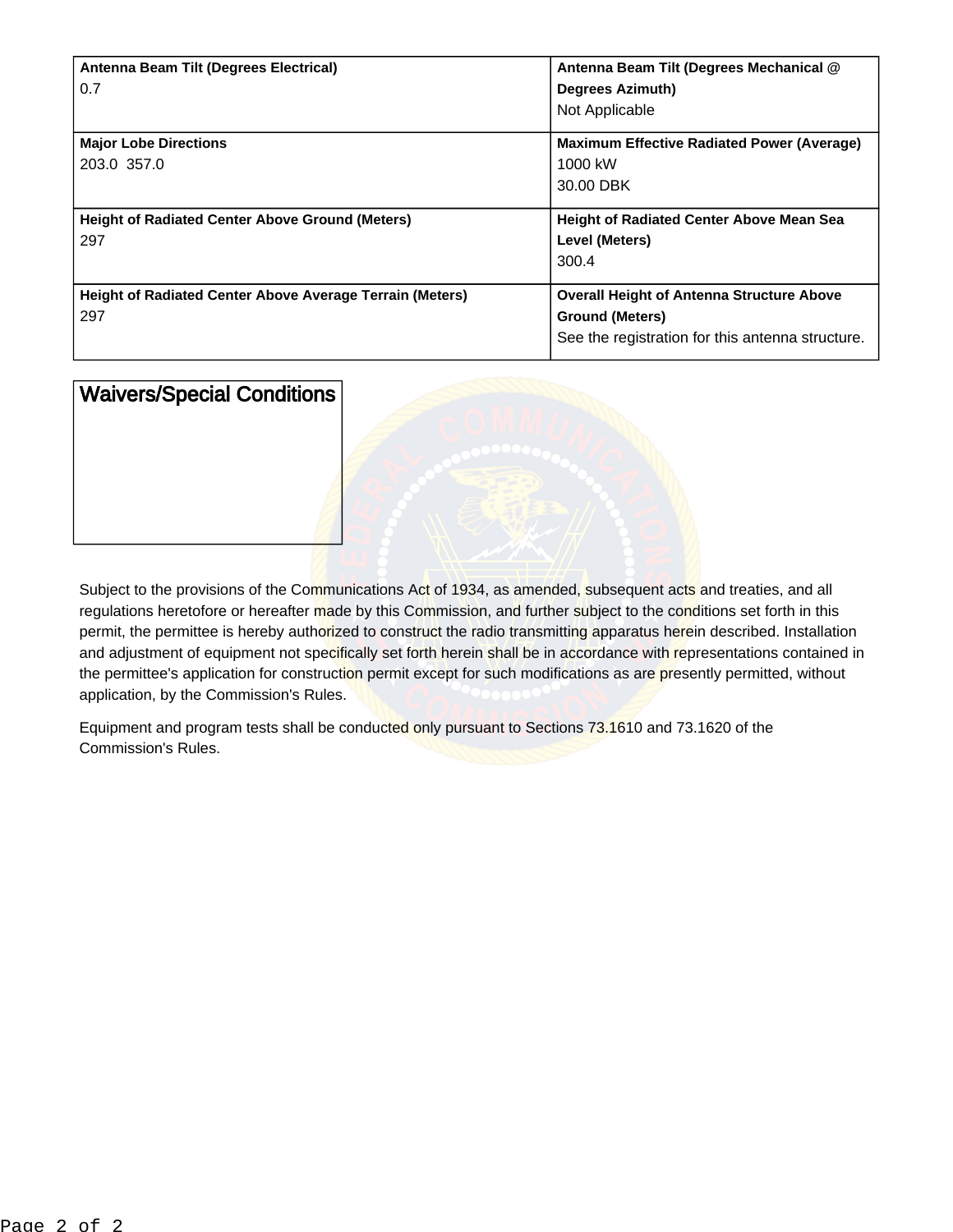| | |
|---|---|
| **Antenna Beam Tilt (Degrees Electrical)**<br>0.7 | **Antenna Beam Tilt (Degrees Mechanical @ Degrees Azimuth)**<br>Not Applicable |
| **Major Lobe Directions**<br>203.0  357.0 | **Maximum Effective Radiated Power (Average)**<br>1000 kW<br>30.00 DBK |
| **Height of Radiated Center Above Ground (Meters)**<br>297 | **Height of Radiated Center Above Mean Sea Level (Meters)**<br>300.4 |
| **Height of Radiated Center Above Average Terrain (Meters)**<br>297 | **Overall Height of Antenna Structure Above Ground (Meters)**<br>See the registration for this antenna structure. |

## Waivers/Special Conditions

Subject to the provisions of the Communications Act of 1934, as amended, subsequent acts and treaties, and all regulations heretofore or hereafter made by this Commission, and further subject to the conditions set forth in this permit, the permittee is hereby authorized to construct the radio transmitting apparatus herein described. Installation and adjustment of equipment not specifically set forth herein shall be in accordance with representations contained in the permittee's application for construction permit except for such modifications as are presently permitted, without application, by the Commission's Rules.

Equipment and program tests shall be conducted only pursuant to Sections 73.1610 and 73.1620 of the Commission's Rules.